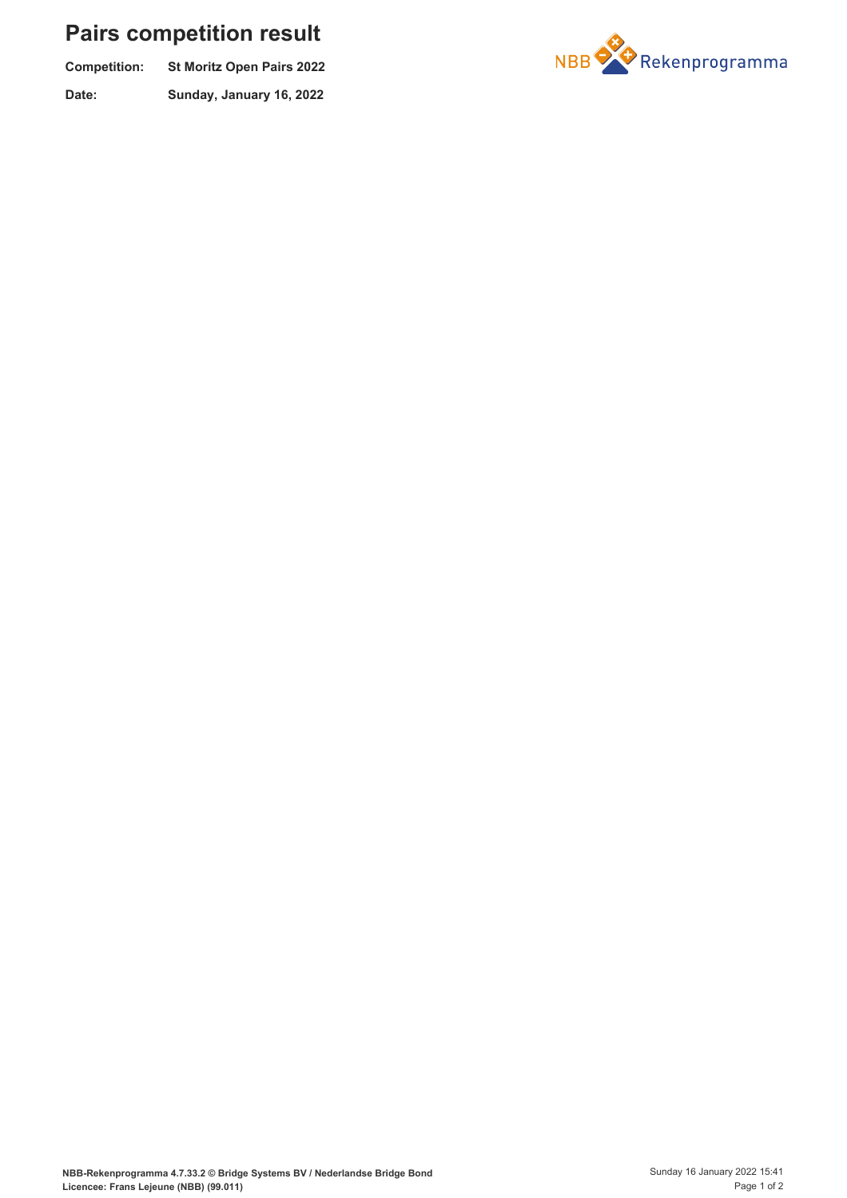# Pairs competition result

**Competition:** St Moritz Open Pairs 2022

**Date:** Sunday, January 16, 2022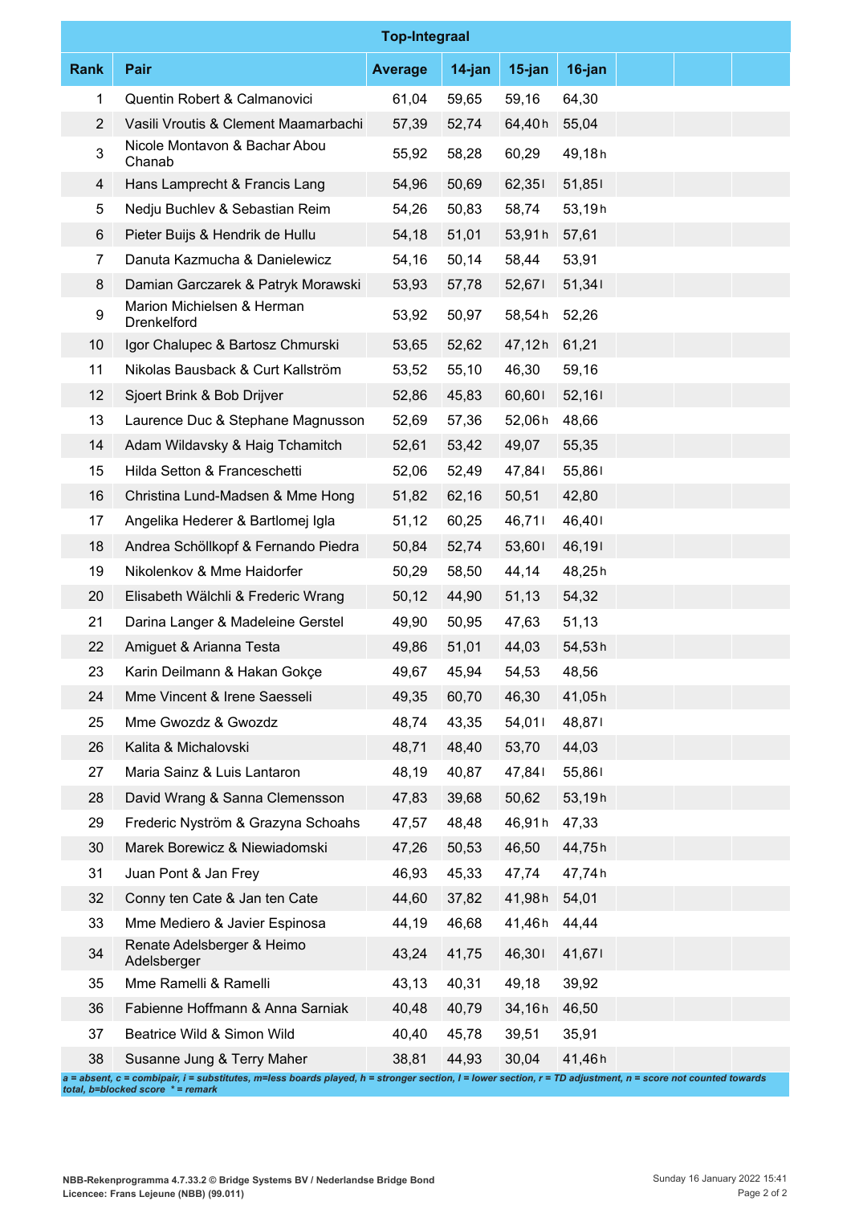| Top-Integraal | | | | | | | | |
|---|---|---|---|---|---|---|---|---|
| Rank | Pair | Average | 14-jan | 15-jan | 16-jan | | | |
| 1 | Quentin Robert & Calmanovici | 61,04 | 59,65 | 59,16 | 64,30 | | | |
| 2 | Vasili Vroutis & Clement Maamarbachi | 57,39 | 52,74 | 64,40h | 55,04 | | | |
| 3 | Nicole Montavon & Bachar Abou Chanab | 55,92 | 58,28 | 60,29 | 49,18h | | | |
| 4 | Hans Lamprecht & Francis Lang | 54,96 | 50,69 | 62,35l | 51,85l | | | |
| 5 | Nedju Buchlev & Sebastian Reim | 54,26 | 50,83 | 58,74 | 53,19h | | | |
| 6 | Pieter Buijs & Hendrik de Hullu | 54,18 | 51,01 | 53,91h | 57,61 | | | |
| 7 | Danuta Kazmucha & Danielewicz | 54,16 | 50,14 | 58,44 | 53,91 | | | |
| 8 | Damian Garczarek & Patryk Morawski | 53,93 | 57,78 | 52,67l | 51,34l | | | |
| 9 | Marion Michielsen & Herman Drenkelford | 53,92 | 50,97 | 58,54h | 52,26 | | | |
| 10 | Igor Chalupec & Bartosz Chmurski | 53,65 | 52,62 | 47,12h | 61,21 | | | |
| 11 | Nikolas Bausback & Curt Kallström | 53,52 | 55,10 | 46,30 | 59,16 | | | |
| 12 | Sjoert Brink & Bob Drijver | 52,86 | 45,83 | 60,60l | 52,16l | | | |
| 13 | Laurence Duc & Stephane Magnusson | 52,69 | 57,36 | 52,06h | 48,66 | | | |
| 14 | Adam Wildavsky & Haig Tchamitch | 52,61 | 53,42 | 49,07 | 55,35 | | | |
| 15 | Hilda Setton & Franceschetti | 52,06 | 52,49 | 47,84l | 55,86l | | | |
| 16 | Christina Lund-Madsen & Mme Hong | 51,82 | 62,16 | 50,51 | 42,80 | | | |
| 17 | Angelika Hederer & Bartlomej Igla | 51,12 | 60,25 | 46,71l | 46,40l | | | |
| 18 | Andrea Schöllkopf & Fernando Piedra | 50,84 | 52,74 | 53,60l | 46,19l | | | |
| 19 | Nikolenkov & Mme Haidorfer | 50,29 | 58,50 | 44,14 | 48,25h | | | |
| 20 | Elisabeth Wälchli & Frederic Wrang | 50,12 | 44,90 | 51,13 | 54,32 | | | |
| 21 | Darina Langer & Madeleine Gerstel | 49,90 | 50,95 | 47,63 | 51,13 | | | |
| 22 | Amiguet & Arianna Testa | 49,86 | 51,01 | 44,03 | 54,53h | | | |
| 23 | Karin Deilmann & Hakan Gokçe | 49,67 | 45,94 | 54,53 | 48,56 | | | |
| 24 | Mme Vincent & Irene Saesseli | 49,35 | 60,70 | 46,30 | 41,05h | | | |
| 25 | Mme Gwozdz & Gwozdz | 48,74 | 43,35 | 54,01l | 48,87l | | | |
| 26 | Kalita & Michalovski | 48,71 | 48,40 | 53,70 | 44,03 | | | |
| 27 | Maria Sainz & Luis Lantaron | 48,19 | 40,87 | 47,84l | 55,86l | | | |
| 28 | David Wrang & Sanna Clemensson | 47,83 | 39,68 | 50,62 | 53,19h | | | |
| 29 | Frederic Nyström & Grazyna Schoahs | 47,57 | 48,48 | 46,91h | 47,33 | | | |
| 30 | Marek Borewicz & Niewiadomski | 47,26 | 50,53 | 46,50 | 44,75h | | | |
| 31 | Juan Pont & Jan Frey | 46,93 | 45,33 | 47,74 | 47,74h | | | |
| 32 | Conny ten Cate & Jan ten Cate | 44,60 | 37,82 | 41,98h | 54,01 | | | |
| 33 | Mme Mediero & Javier Espinosa | 44,19 | 46,68 | 41,46h | 44,44 | | | |
| 34 | Renate Adelsberger & Heimo Adelsberger | 43,24 | 41,75 | 46,30l | 41,67l | | | |
| 35 | Mme Ramelli & Ramelli | 43,13 | 40,31 | 49,18 | 39,92 | | | |
| 36 | Fabienne Hoffmann & Anna Sarniak | 40,48 | 40,79 | 34,16h | 46,50 | | | |
| 37 | Beatrice Wild & Simon Wild | 40,40 | 45,78 | 39,51 | 35,91 | | | |
| 38 | Susanne Jung & Terry Maher | 38,81 | 44,93 | 30,04 | 41,46h | | | |

*a = absent, c = combipair, i = substitutes, m=less boards played, h = stronger section, l = lower section, r = TD adjustment, n = score not counted towards total, b=blocked score * = remark*

NBB-Rekenprogramma 4.7.33.2 © Bridge Systems BV / Nederlandse Bridge Bond
Licencee: Frans Lejeune (NBB) (99.011)

Sunday 16 January 2022 15:41